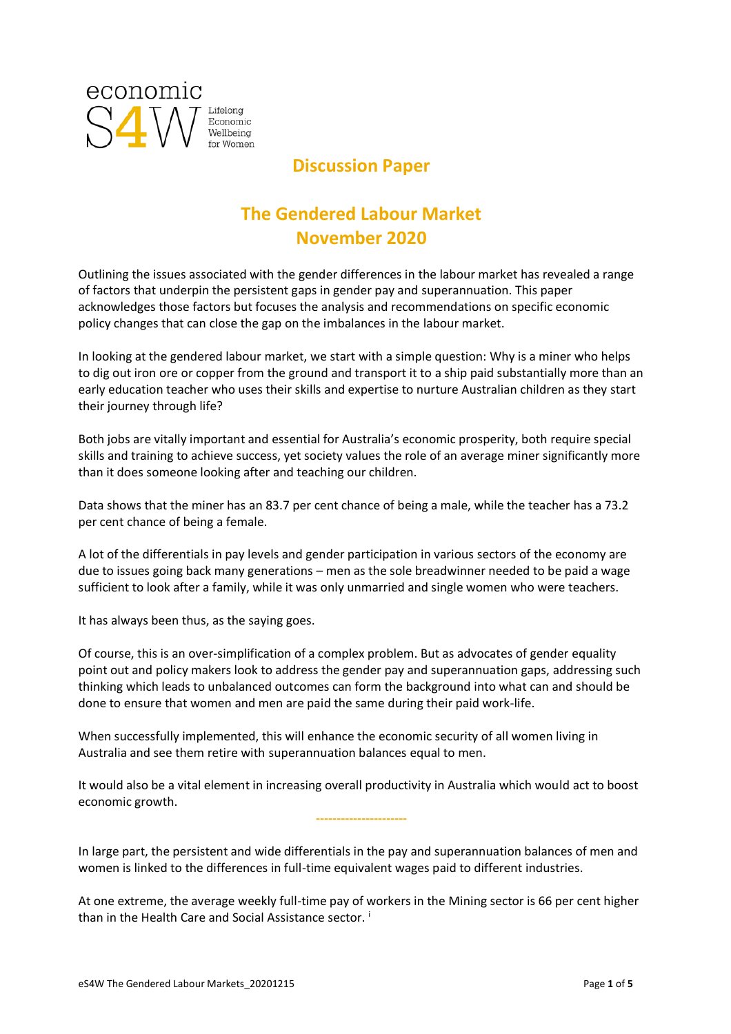economic S4W Lifelong Economic Wellbeing for Women

# Discussion Paper

## The Gendered Labour Market
## November 2020

Outlining the issues associated with the gender differences in the labour market has revealed a range of factors that underpin the persistent gaps in gender pay and superannuation. This paper acknowledges those factors but focuses the analysis and recommendations on specific economic policy changes that can close the gap on the imbalances in the labour market.

In looking at the gendered labour market, we start with a simple question: Why is a miner who helps to dig out iron ore or copper from the ground and transport it to a ship paid substantially more than an early education teacher who uses their skills and expertise to nurture Australian children as they start their journey through life?

Both jobs are vitally important and essential for Australia's economic prosperity, both require special skills and training to achieve success, yet society values the role of an average miner significantly more than it does someone looking after and teaching our children.

Data shows that the miner has an 83.7 per cent chance of being a male, while the teacher has a 73.2 per cent chance of being a female.

A lot of the differentials in pay levels and gender participation in various sectors of the economy are due to issues going back many generations – men as the sole breadwinner needed to be paid a wage sufficient to look after a family, while it was only unmarried and single women who were teachers.

It has always been thus, as the saying goes.

Of course, this is an over-simplification of a complex problem. But as advocates of gender equality point out and policy makers look to address the gender pay and superannuation gaps, addressing such thinking which leads to unbalanced outcomes can form the background into what can and should be done to ensure that women and men are paid the same during their paid work-life.

When successfully implemented, this will enhance the economic security of all women living in Australia and see them retire with superannuation balances equal to men.

It would also be a vital element in increasing overall productivity in Australia which would act to boost economic growth.

---------------------

In large part, the persistent and wide differentials in the pay and superannuation balances of men and women is linked to the differences in full-time equivalent wages paid to different industries.

At one extreme, the average weekly full-time pay of workers in the Mining sector is 66 per cent higher than in the Health Care and Social Assistance sector. [i]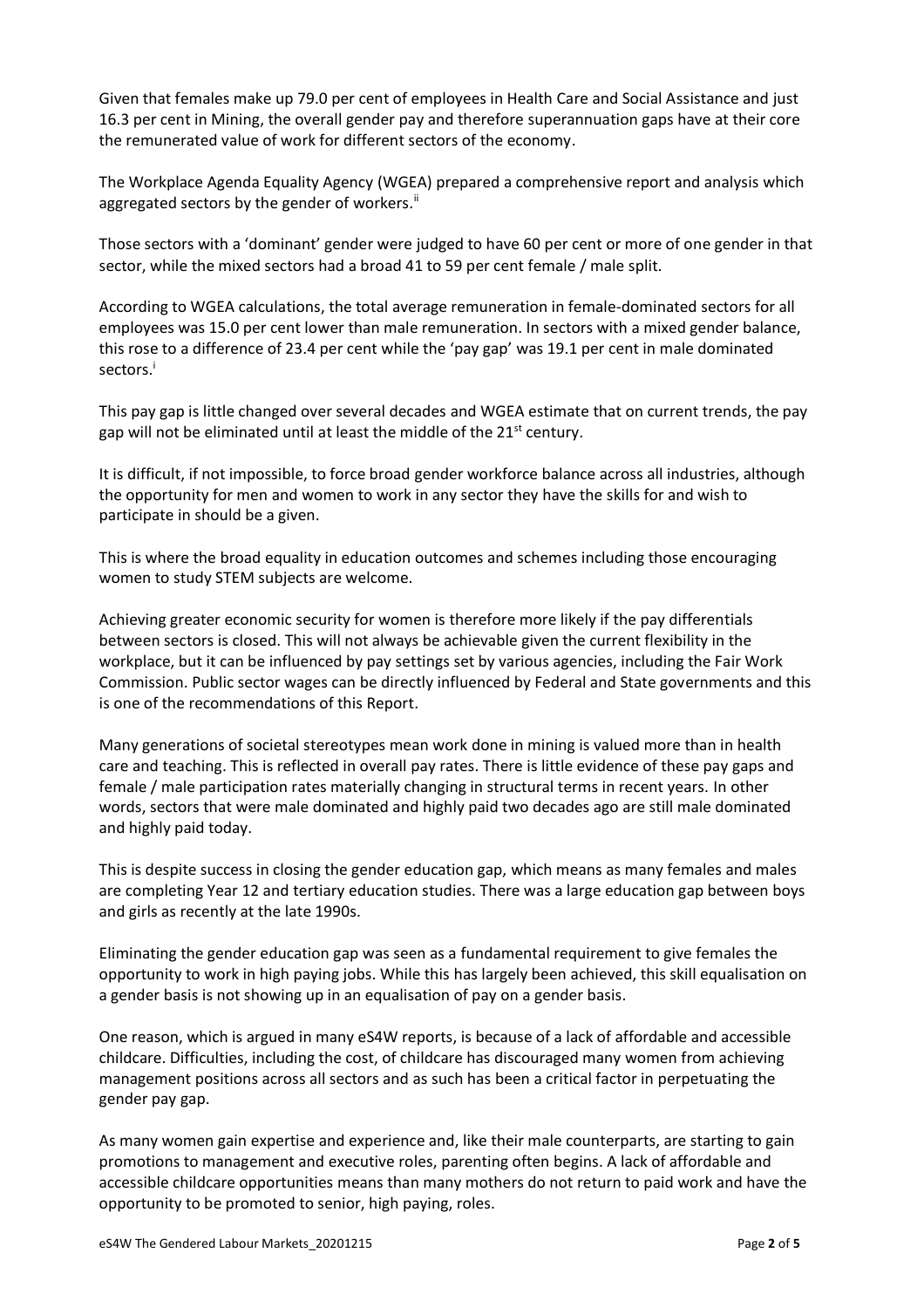Given that females make up 79.0 per cent of employees in Health Care and Social Assistance and just 16.3 per cent in Mining, the overall gender pay and therefore superannuation gaps have at their core the remunerated value of work for different sectors of the economy.

The Workplace Agenda Equality Agency (WGEA) prepared a comprehensive report and analysis which aggregated sectors by the gender of workers.[ii]

Those sectors with a 'dominant' gender were judged to have 60 per cent or more of one gender in that sector, while the mixed sectors had a broad 41 to 59 per cent female / male split.

According to WGEA calculations, the total average remuneration in female-dominated sectors for all employees was 15.0 per cent lower than male remuneration. In sectors with a mixed gender balance, this rose to a difference of 23.4 per cent while the 'pay gap' was 19.1 per cent in male dominated sectors.[i]

This pay gap is little changed over several decades and WGEA estimate that on current trends, the pay gap will not be eliminated until at least the middle of the 21st century.

It is difficult, if not impossible, to force broad gender workforce balance across all industries, although the opportunity for men and women to work in any sector they have the skills for and wish to participate in should be a given.

This is where the broad equality in education outcomes and schemes including those encouraging women to study STEM subjects are welcome.

Achieving greater economic security for women is therefore more likely if the pay differentials between sectors is closed. This will not always be achievable given the current flexibility in the workplace, but it can be influenced by pay settings set by various agencies, including the Fair Work Commission. Public sector wages can be directly influenced by Federal and State governments and this is one of the recommendations of this Report.

Many generations of societal stereotypes mean work done in mining is valued more than in health care and teaching. This is reflected in overall pay rates. There is little evidence of these pay gaps and female / male participation rates materially changing in structural terms in recent years. In other words, sectors that were male dominated and highly paid two decades ago are still male dominated and highly paid today.

This is despite success in closing the gender education gap, which means as many females and males are completing Year 12 and tertiary education studies. There was a large education gap between boys and girls as recently at the late 1990s.

Eliminating the gender education gap was seen as a fundamental requirement to give females the opportunity to work in high paying jobs. While this has largely been achieved, this skill equalisation on a gender basis is not showing up in an equalisation of pay on a gender basis.

One reason, which is argued in many eS4W reports, is because of a lack of affordable and accessible childcare. Difficulties, including the cost, of childcare has discouraged many women from achieving management positions across all sectors and as such has been a critical factor in perpetuating the gender pay gap.

As many women gain expertise and experience and, like their male counterparts, are starting to gain promotions to management and executive roles, parenting often begins. A lack of affordable and accessible childcare opportunities means than many mothers do not return to paid work and have the opportunity to be promoted to senior, high paying, roles.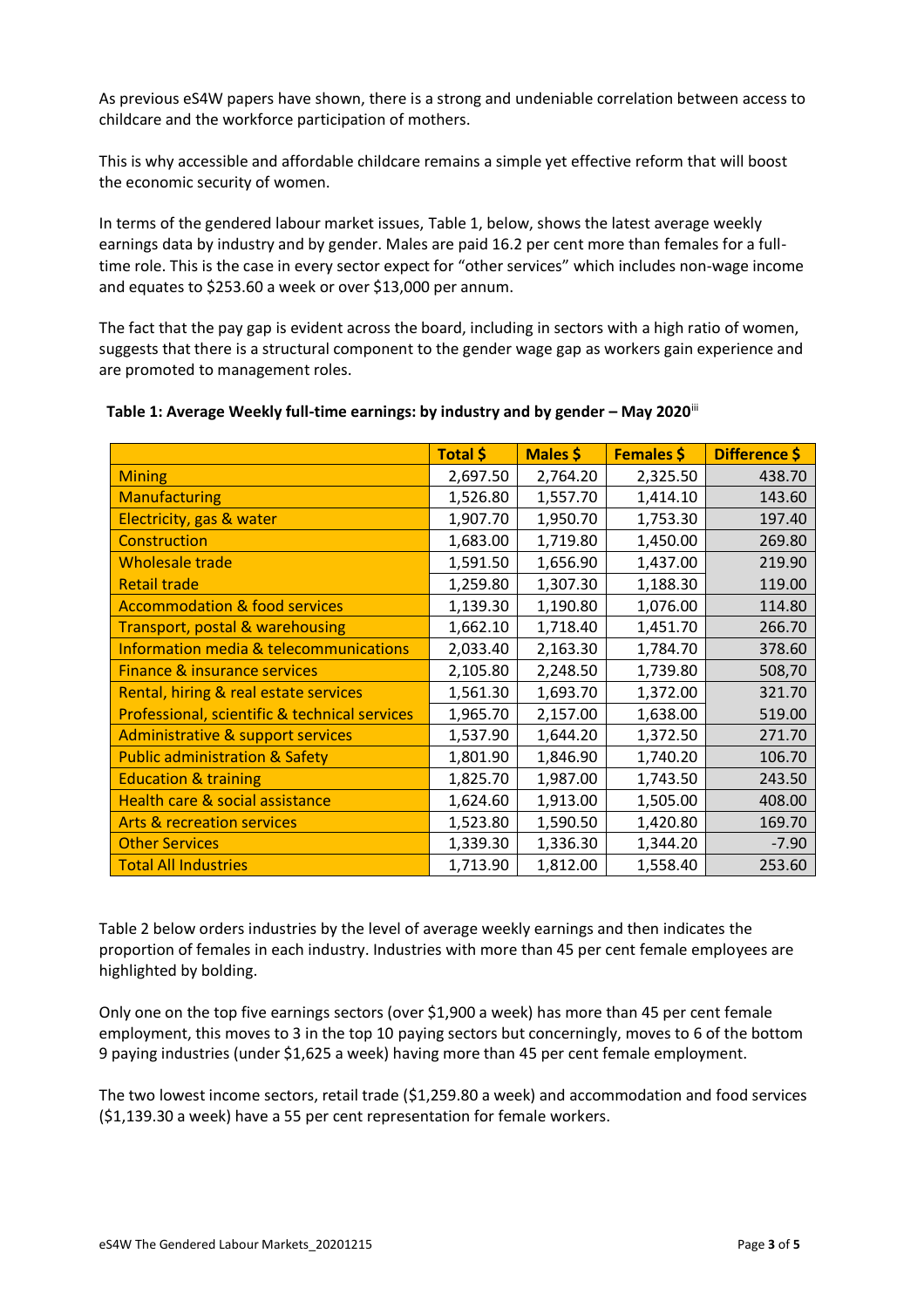As previous eS4W papers have shown, there is a strong and undeniable correlation between access to childcare and the workforce participation of mothers.

This is why accessible and affordable childcare remains a simple yet effective reform that will boost the economic security of women.

In terms of the gendered labour market issues, Table 1, below, shows the latest average weekly earnings data by industry and by gender. Males are paid 16.2 per cent more than females for a full-time role. This is the case in every sector expect for "other services" which includes non-wage income and equates to $253.60 a week or over $13,000 per annum.

The fact that the pay gap is evident across the board, including in sectors with a high ratio of women, suggests that there is a structural component to the gender wage gap as workers gain experience and are promoted to management roles.

**Table 1: Average Weekly full-time earnings: by industry and by gender – May 2020**[iii]

| | Total $ | Males $ | Females $ | Difference $ |
|---|---|---|---|---|
| Mining | 2,697.50 | 2,764.20 | 2,325.50 | 438.70 |
| Manufacturing | 1,526.80 | 1,557.70 | 1,414.10 | 143.60 |
| Electricity, gas & water | 1,907.70 | 1,950.70 | 1,753.30 | 197.40 |
| Construction | 1,683.00 | 1,719.80 | 1,450.00 | 269.80 |
| Wholesale trade | 1,591.50 | 1,656.90 | 1,437.00 | 219.90 |
| Retail trade | 1,259.80 | 1,307.30 | 1,188.30 | 119.00 |
| Accommodation & food services | 1,139.30 | 1,190.80 | 1,076.00 | 114.80 |
| Transport, postal & warehousing | 1,662.10 | 1,718.40 | 1,451.70 | 266.70 |
| Information media & telecommunications | 2,033.40 | 2,163.30 | 1,784.70 | 378.60 |
| Finance & insurance services | 2,105.80 | 2,248.50 | 1,739.80 | 508,70 |
| Rental, hiring & real estate services | 1,561.30 | 1,693.70 | 1,372.00 | 321.70 |
| Professional, scientific & technical services | 1,965.70 | 2,157.00 | 1,638.00 | 519.00 |
| Administrative & support services | 1,537.90 | 1,644.20 | 1,372.50 | 271.70 |
| Public administration & Safety | 1,801.90 | 1,846.90 | 1,740.20 | 106.70 |
| Education & training | 1,825.70 | 1,987.00 | 1,743.50 | 243.50 |
| Health care & social assistance | 1,624.60 | 1,913.00 | 1,505.00 | 408.00 |
| Arts & recreation services | 1,523.80 | 1,590.50 | 1,420.80 | 169.70 |
| Other Services | 1,339.30 | 1,336.30 | 1,344.20 | -7.90 |
| Total All Industries | 1,713.90 | 1,812.00 | 1,558.40 | 253.60 |

Table 2 below orders industries by the level of average weekly earnings and then indicates the proportion of females in each industry. Industries with more than 45 per cent female employees are highlighted by bolding.

Only one on the top five earnings sectors (over $1,900 a week) has more than 45 per cent female employment, this moves to 3 in the top 10 paying sectors but concerningly, moves to 6 of the bottom 9 paying industries (under $1,625 a week) having more than 45 per cent female employment.

The two lowest income sectors, retail trade ($1,259.80 a week) and accommodation and food services ($1,139.30 a week) have a 55 per cent representation for female workers.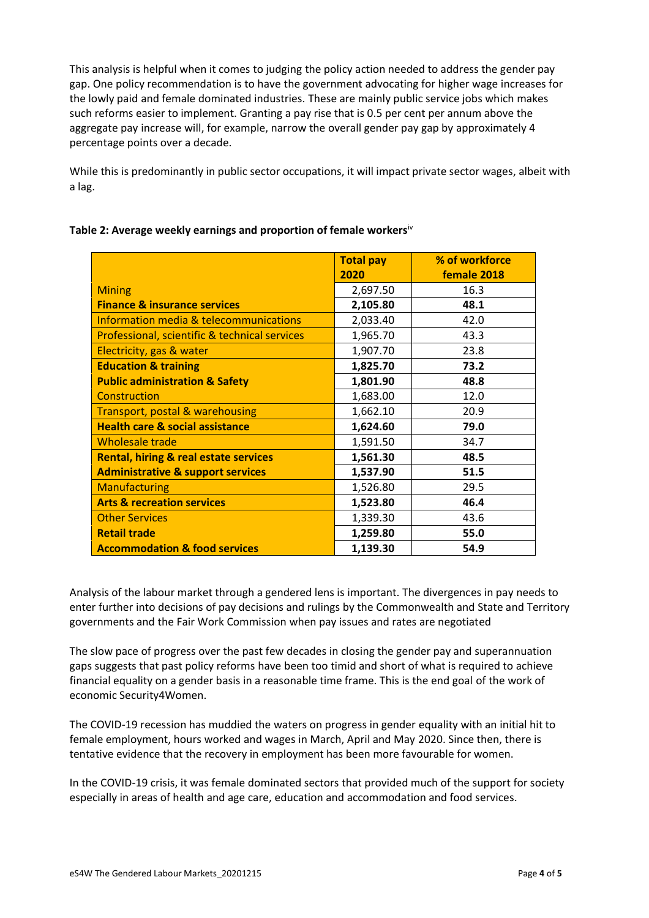This analysis is helpful when it comes to judging the policy action needed to address the gender pay gap. One policy recommendation is to have the government advocating for higher wage increases for the lowly paid and female dominated industries. These are mainly public service jobs which makes such reforms easier to implement. Granting a pay rise that is 0.5 per cent per annum above the aggregate pay increase will, for example, narrow the overall gender pay gap by approximately 4 percentage points over a decade.

While this is predominantly in public sector occupations, it will impact private sector wages, albeit with a lag.

**Table 2: Average weekly earnings and proportion of female workers**[iv]

| | **Total pay 2020** | **% of workforce female 2018** |
|---|---|---|
| Mining | 2,697.50 | 16.3 |
| **Finance & insurance services** | **2,105.80** | **48.1** |
| Information media & telecommunications | 2,033.40 | 42.0 |
| Professional, scientific & technical services | 1,965.70 | 43.3 |
| Electricity, gas & water | 1,907.70 | 23.8 |
| **Education & training** | **1,825.70** | **73.2** |
| **Public administration & Safety** | **1,801.90** | **48.8** |
| Construction | 1,683.00 | 12.0 |
| Transport, postal & warehousing | 1,662.10 | 20.9 |
| **Health care & social assistance** | **1,624.60** | **79.0** |
| Wholesale trade | 1,591.50 | 34.7 |
| **Rental, hiring & real estate services** | **1,561.30** | **48.5** |
| **Administrative & support services** | **1,537.90** | **51.5** |
| Manufacturing | 1,526.80 | 29.5 |
| **Arts & recreation services** | **1,523.80** | **46.4** |
| Other Services | 1,339.30 | 43.6 |
| **Retail trade** | **1,259.80** | **55.0** |
| **Accommodation & food services** | **1,139.30** | **54.9** |

Analysis of the labour market through a gendered lens is important. The divergences in pay needs to enter further into decisions of pay decisions and rulings by the Commonwealth and State and Territory governments and the Fair Work Commission when pay issues and rates are negotiated

The slow pace of progress over the past few decades in closing the gender pay and superannuation gaps suggests that past policy reforms have been too timid and short of what is required to achieve financial equality on a gender basis in a reasonable time frame. This is the end goal of the work of economic Security4Women.

The COVID-19 recession has muddied the waters on progress in gender equality with an initial hit to female employment, hours worked and wages in March, April and May 2020. Since then, there is tentative evidence that the recovery in employment has been more favourable for women.

In the COVID-19 crisis, it was female dominated sectors that provided much of the support for society especially in areas of health and age care, education and accommodation and food services.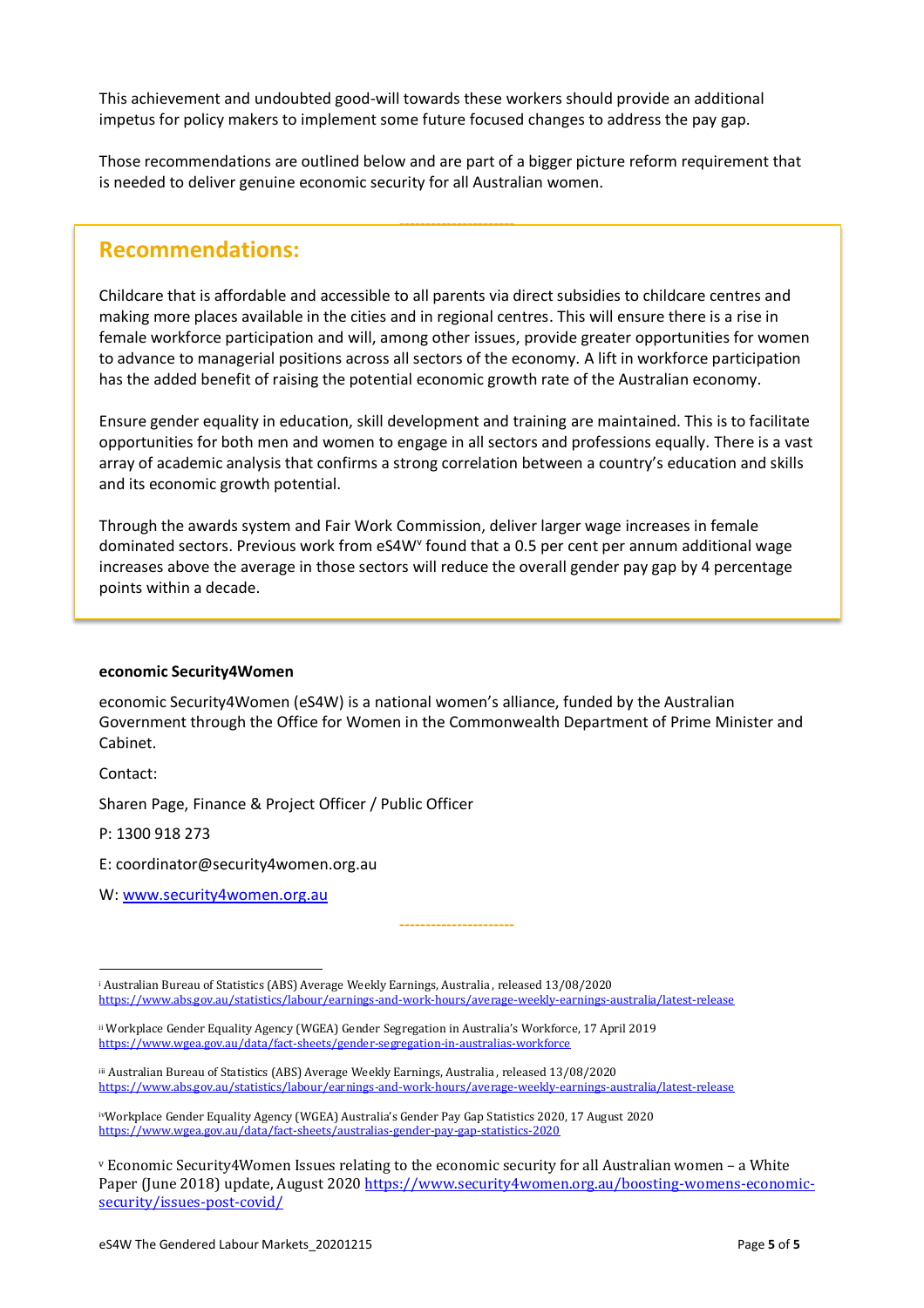This achievement and undoubted good-will towards these workers should provide an additional impetus for policy makers to implement some future focused changes to address the pay gap.

Those recommendations are outlined below and are part of a bigger picture reform requirement that is needed to deliver genuine economic security for all Australian women.

## Recommendations:

Childcare that is affordable and accessible to all parents via direct subsidies to childcare centres and making more places available in the cities and in regional centres. This will ensure there is a rise in female workforce participation and will, among other issues, provide greater opportunities for women to advance to managerial positions across all sectors of the economy. A lift in workforce participation has the added benefit of raising the potential economic growth rate of the Australian economy.

Ensure gender equality in education, skill development and training are maintained. This is to facilitate opportunities for both men and women to engage in all sectors and professions equally. There is a vast array of academic analysis that confirms a strong correlation between a country's education and skills and its economic growth potential.

Through the awards system and Fair Work Commission, deliver larger wage increases in female dominated sectors. Previous work from eS4W[v] found that a 0.5 per cent per annum additional wage increases above the average in those sectors will reduce the overall gender pay gap by 4 percentage points within a decade.

**economic Security4Women**

economic Security4Women (eS4W) is a national women's alliance, funded by the Australian Government through the Office for Women in the Commonwealth Department of Prime Minister and Cabinet.

Contact:

Sharen Page, Finance & Project Officer / Public Officer

P: 1300 918 273

E: coordinator@security4women.org.au

W: www.security4women.org.au

---

[i] Australian Bureau of Statistics (ABS) Average Weekly Earnings, Australia, released 13/08/2020 https://www.abs.gov.au/statistics/labour/earnings-and-work-hours/average-weekly-earnings-australia/latest-release

[ii] Workplace Gender Equality Agency (WGEA) Gender Segregation in Australia's Workforce, 17 April 2019 https://www.wgea.gov.au/data/fact-sheets/gender-segregation-in-australias-workforce

[iii] Australian Bureau of Statistics (ABS) Average Weekly Earnings, Australia, released 13/08/2020 https://www.abs.gov.au/statistics/labour/earnings-and-work-hours/average-weekly-earnings-australia/latest-release

[iv] Workplace Gender Equality Agency (WGEA) Australia's Gender Pay Gap Statistics 2020, 17 August 2020 https://www.wgea.gov.au/data/fact-sheets/australias-gender-pay-gap-statistics-2020

[v] Economic Security4Women Issues relating to the economic security for all Australian women – a White Paper (June 2018) update, August 2020 https://www.security4women.org.au/boosting-womens-economic-security/issues-post-covid/